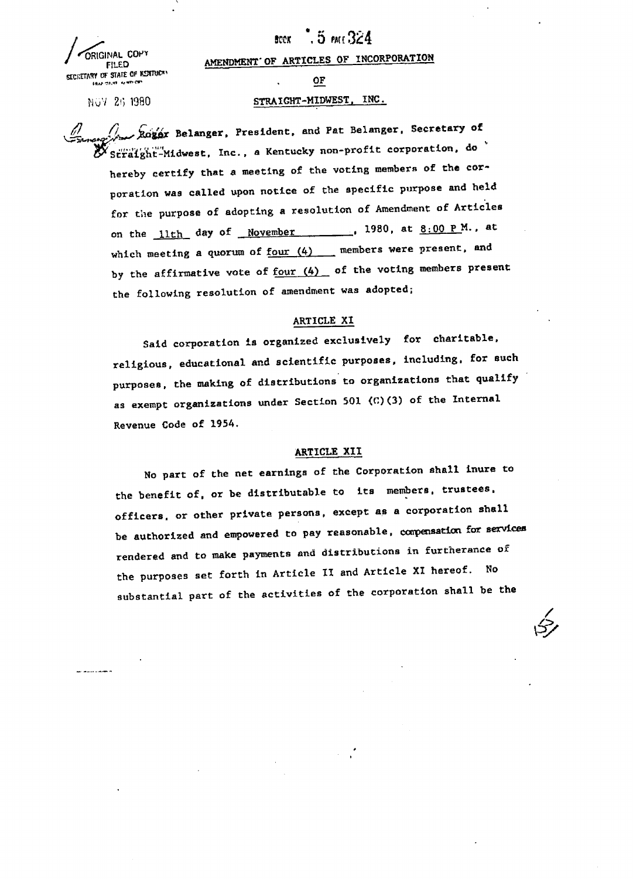ORIGINAL COPY
FILED
SECRETARY OF STATE OF KENTUCKY

NOV 26 1980

BOOK 5 PAGE 324

# AMENDMENT OF ARTICLES OF INCORPORATION

## OF

## STRAIGHT-MIDWEST, INC.

Roger Belanger, President, and Pat Belanger, Secretary of Straight-Midwest, Inc., a Kentucky non-profit corporation, do hereby certify that a meeting of the voting members of the corporation was called upon notice of the specific purpose and held for the purpose of adopting a resolution of Amendment of Articles on the 11th day of November, 1980, at 8:00 P.M., at which meeting a quorum of four (4) members were present, and by the affirmative vote of four (4) of the voting members present the following resolution of amendment was adopted;

### ARTICLE XI

Said corporation is organized exclusively for charitable, religious, educational and scientific purposes, including, for such purposes, the making of distributions to organizations that qualify as exempt organizations under Section 501 (C)(3) of the Internal Revenue Code of 1954.

### ARTICLE XII

No part of the net earnings of the Corporation shall inure to the benefit of, or be distributable to its members, trustees, officers, or other private persons, except as a corporation shall be authorized and empowered to pay reasonable, compensation for services rendered and to make payments and distributions in furtherance of the purposes set forth in Article II and Article XI hereof. No substantial part of the activities of the corporation shall be the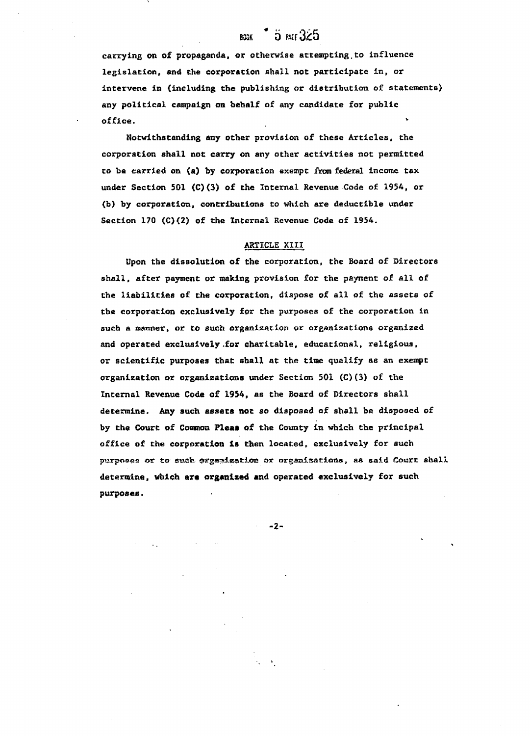carrying on of propaganda, or otherwise attempting to influence legislation, and the corporation shall not participate in, or intervene in (including the publishing or distribution of statements) any political campaign on behalf of any candidate for public office.

Notwithstanding any other provision of these Articles, the corporation shall not carry on any other activities not permitted to be carried on (a) by corporation exempt from federal income tax under Section 501 (C)(3) of the Internal Revenue Code of 1954, or (b) by corporation, contributions to which are deductible under Section 170 (C)(2) of the Internal Revenue Code of 1954.

## ARTICLE XIII

Upon the dissolution of the corporation, the Board of Directors shall, after payment or making provision for the payment of all of the liabilities of the corporation, dispose of all of the assets of the corporation exclusively for the purposes of the corporation in such a manner, or to such organization or organizations organized and operated exclusively for charitable, educational, religious, or scientific purposes that shall at the time qualify as an exempt organization or organizations under Section 501 (C)(3) of the Internal Revenue Code of 1954, as the Board of Directors shall determine. Any such assets not so disposed of shall be disposed of by the Court of Common Pleas of the County in which the principal office of the corporation is then located, exclusively for such purposes or to such organization or organizations, as said Court shall determine, which are organized and operated exclusively for such purposes.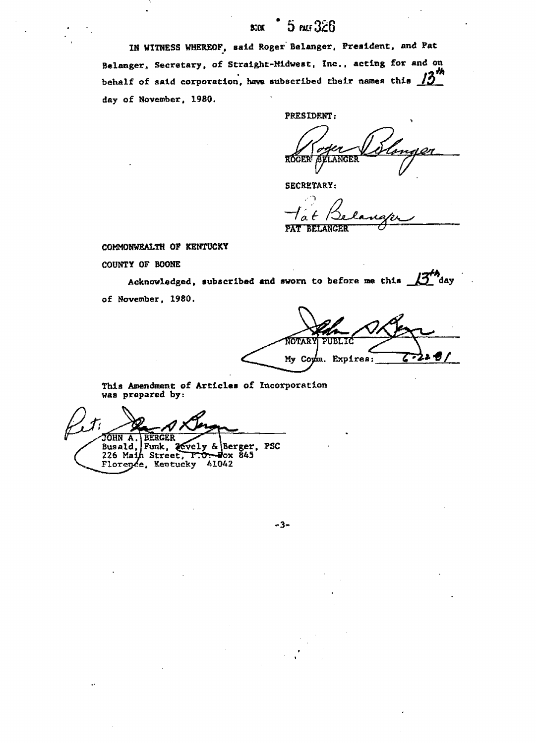BOOK 5 PAGE 326

IN WITNESS WHEREOF, said Roger Belanger, President, and Pat Belanger, Secretary, of Straight-Midwest, Inc., acting for and on behalf of said corporation, have subscribed their names this 13th day of November, 1980.

PRESIDENT:

Roger Belanger
ROGER BELANGER

SECRETARY:

Pat Belanger
PAT BELANGER

COMMONWEALTH OF KENTUCKY

COUNTY OF BOONE

Acknowledged, subscribed and sworn to before me this 13th day of November, 1980.

John A. Berger
NOTARY PUBLIC

My Comm. Expires: 6-22-81

This Amendment of Articles of Incorporation was prepared by:

John A. Berger
JOHN A. BERGER
Busald, Funk, Zevely & Berger, PSC
226 Main Street, P.O. Box 845
Florence, Kentucky 41042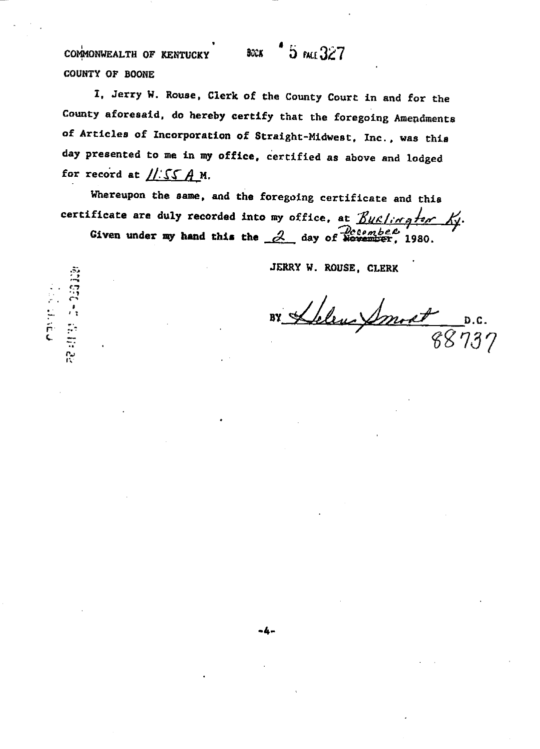COMMONWEALTH OF KENTUCKY BOOK 5 PAGE 327

COUNTY OF BOONE

I, Jerry W. Rouse, Clerk of the County Court in and for the County aforesaid, do hereby certify that the foregoing Amendments of Articles of Incorporation of Straight-Midwest, Inc., was this day presented to me in my office, certified as above and lodged for record at 11:55 A M.

Whereupon the same, and the foregoing certificate and this certificate are duly recorded into my office, at Burlington Ky.

Given under my hand this the 2 day of ~~November~~ December, 1980.

JERRY W. ROUSE, CLERK

BY Helen Smoot D.C.

88737